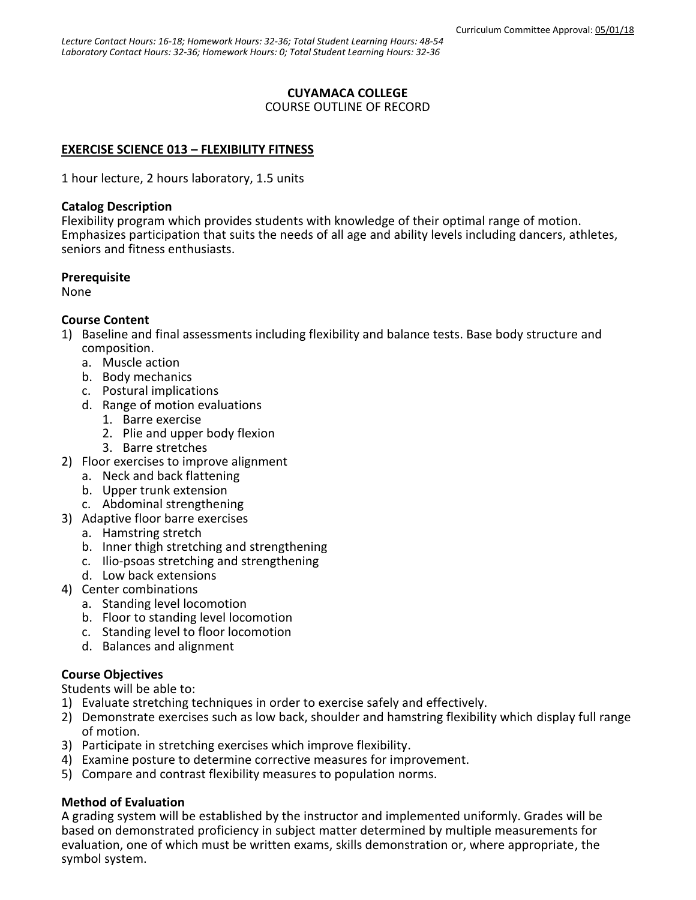Curriculum Committee Approval: 05/01/18

*Lecture Contact Hours: 16-18; Homework Hours: 32-36; Total Student Learning Hours: 48-54*
*Laboratory Contact Hours: 32-36; Homework Hours: 0; Total Student Learning Hours: 32-36*

**CUYAMACA COLLEGE**
COURSE OUTLINE OF RECORD

**EXERCISE SCIENCE 013 – FLEXIBILITY FITNESS**

1 hour lecture, 2 hours laboratory, 1.5 units

**Catalog Description**
Flexibility program which provides students with knowledge of their optimal range of motion. Emphasizes participation that suits the needs of all age and ability levels including dancers, athletes, seniors and fitness enthusiasts.

**Prerequisite**
None

**Course Content**

1) Baseline and final assessments including flexibility and balance tests. Base body structure and composition.
   a. Muscle action
   b. Body mechanics
   c. Postural implications
   d. Range of motion evaluations
      1. Barre exercise
      2. Plie and upper body flexion
      3. Barre stretches
2) Floor exercises to improve alignment
   a. Neck and back flattening
   b. Upper trunk extension
   c. Abdominal strengthening
3) Adaptive floor barre exercises
   a. Hamstring stretch
   b. Inner thigh stretching and strengthening
   c. Ilio-psoas stretching and strengthening
   d. Low back extensions
4) Center combinations
   a. Standing level locomotion
   b. Floor to standing level locomotion
   c. Standing level to floor locomotion
   d. Balances and alignment

**Course Objectives**
Students will be able to:

1) Evaluate stretching techniques in order to exercise safely and effectively.
2) Demonstrate exercises such as low back, shoulder and hamstring flexibility which display full range of motion.
3) Participate in stretching exercises which improve flexibility.
4) Examine posture to determine corrective measures for improvement.
5) Compare and contrast flexibility measures to population norms.

**Method of Evaluation**
A grading system will be established by the instructor and implemented uniformly. Grades will be based on demonstrated proficiency in subject matter determined by multiple measurements for evaluation, one of which must be written exams, skills demonstration or, where appropriate, the symbol system.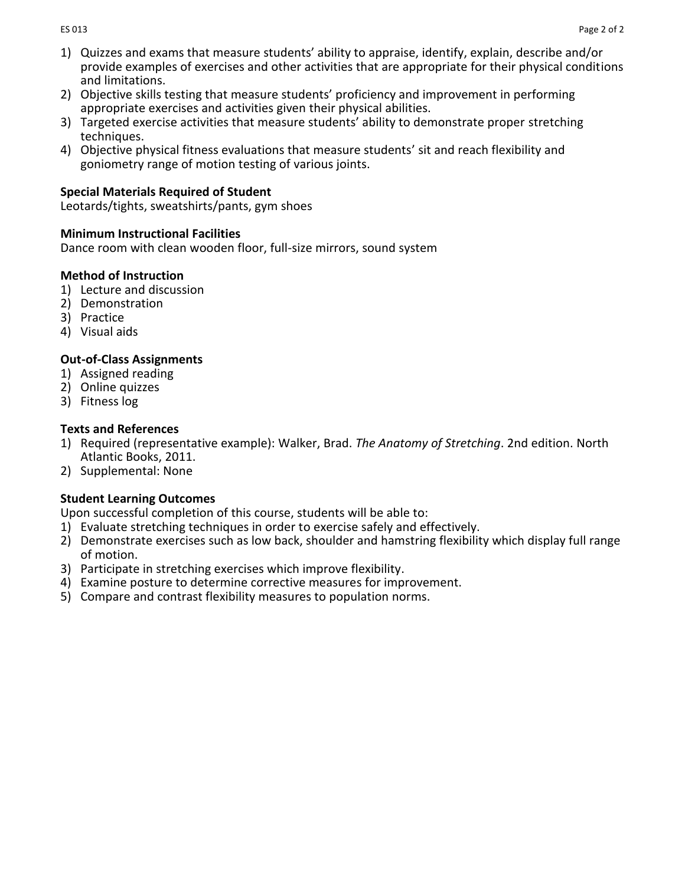1) Quizzes and exams that measure students' ability to appraise, identify, explain, describe and/or provide examples of exercises and other activities that are appropriate for their physical conditions and limitations.
2) Objective skills testing that measure students' proficiency and improvement in performing appropriate exercises and activities given their physical abilities.
3) Targeted exercise activities that measure students' ability to demonstrate proper stretching techniques.
4) Objective physical fitness evaluations that measure students' sit and reach flexibility and goniometry range of motion testing of various joints.

**Special Materials Required of Student**

Leotards/tights, sweatshirts/pants, gym shoes

**Minimum Instructional Facilities**

Dance room with clean wooden floor, full-size mirrors, sound system

**Method of Instruction**

1) Lecture and discussion
2) Demonstration
3) Practice
4) Visual aids

**Out-of-Class Assignments**

1) Assigned reading
2) Online quizzes
3) Fitness log

**Texts and References**

1) Required (representative example): Walker, Brad. *The Anatomy of Stretching*. 2nd edition. North Atlantic Books, 2011.
2) Supplemental: None

**Student Learning Outcomes**

Upon successful completion of this course, students will be able to:

1) Evaluate stretching techniques in order to exercise safely and effectively.
2) Demonstrate exercises such as low back, shoulder and hamstring flexibility which display full range of motion.
3) Participate in stretching exercises which improve flexibility.
4) Examine posture to determine corrective measures for improvement.
5) Compare and contrast flexibility measures to population norms.